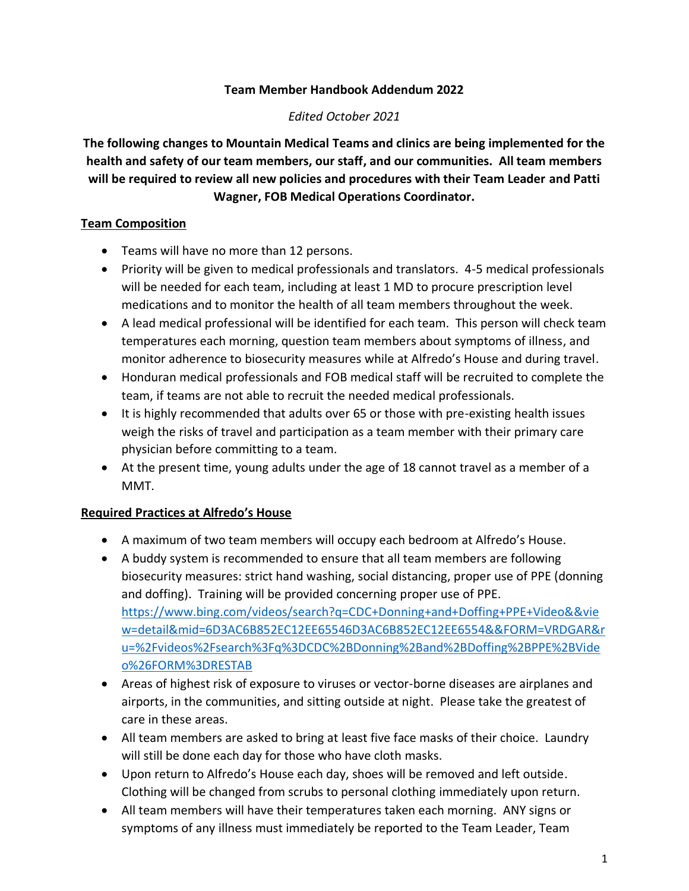**Team Member Handbook Addendum 2022**

*Edited October 2021*

**The following changes to Mountain Medical Teams and clinics are being implemented for the health and safety of our team members, our staff, and our communities. All team members will be required to review all new policies and procedures with their Team Leader and Patti Wagner, FOB Medical Operations Coordinator.**

## Team Composition

- Teams will have no more than 12 persons.
- Priority will be given to medical professionals and translators. 4-5 medical professionals will be needed for each team, including at least 1 MD to procure prescription level medications and to monitor the health of all team members throughout the week.
- A lead medical professional will be identified for each team. This person will check team temperatures each morning, question team members about symptoms of illness, and monitor adherence to biosecurity measures while at Alfredo's House and during travel.
- Honduran medical professionals and FOB medical staff will be recruited to complete the team, if teams are not able to recruit the needed medical professionals.
- It is highly recommended that adults over 65 or those with pre-existing health issues weigh the risks of travel and participation as a team member with their primary care physician before committing to a team.
- At the present time, young adults under the age of 18 cannot travel as a member of a MMT.

## Required Practices at Alfredo's House

- A maximum of two team members will occupy each bedroom at Alfredo's House.
- A buddy system is recommended to ensure that all team members are following biosecurity measures: strict hand washing, social distancing, proper use of PPE (donning and doffing). Training will be provided concerning proper use of PPE. https://www.bing.com/videos/search?q=CDC+Donning+and+Doffing+PPE+Video&&view=detail&mid=6D3AC6B852EC12EE65546D3AC6B852EC12EE6554&&FORM=VRDGAR&ru=%2Fvideos%2Fsearch%3Fq%3DCDC%2BDonning%2Band%2BDoffing%2BPPE%2BVideo%26FORM%3DRESTAB
- Areas of highest risk of exposure to viruses or vector-borne diseases are airplanes and airports, in the communities, and sitting outside at night. Please take the greatest of care in these areas.
- All team members are asked to bring at least five face masks of their choice. Laundry will still be done each day for those who have cloth masks.
- Upon return to Alfredo's House each day, shoes will be removed and left outside. Clothing will be changed from scrubs to personal clothing immediately upon return.
- All team members will have their temperatures taken each morning. ANY signs or symptoms of any illness must immediately be reported to the Team Leader, Team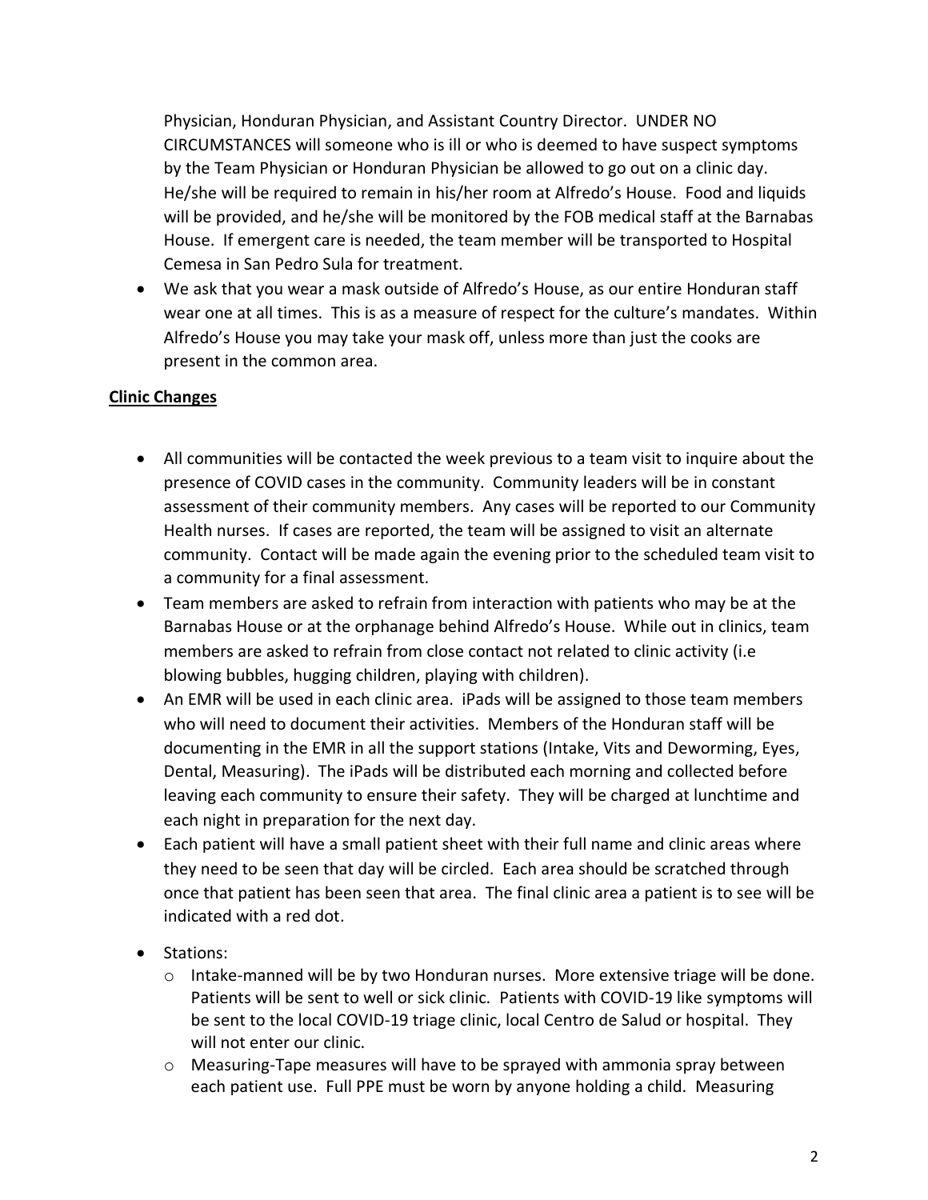Physician, Honduran Physician, and Assistant Country Director. UNDER NO CIRCUMSTANCES will someone who is ill or who is deemed to have suspect symptoms by the Team Physician or Honduran Physician be allowed to go out on a clinic day. He/she will be required to remain in his/her room at Alfredo's House. Food and liquids will be provided, and he/she will be monitored by the FOB medical staff at the Barnabas House. If emergent care is needed, the team member will be transported to Hospital Cemesa in San Pedro Sula for treatment.

- We ask that you wear a mask outside of Alfredo's House, as our entire Honduran staff wear one at all times. This is as a measure of respect for the culture's mandates. Within Alfredo's House you may take your mask off, unless more than just the cooks are present in the common area.

**Clinic Changes**

- All communities will be contacted the week previous to a team visit to inquire about the presence of COVID cases in the community. Community leaders will be in constant assessment of their community members. Any cases will be reported to our Community Health nurses. If cases are reported, the team will be assigned to visit an alternate community. Contact will be made again the evening prior to the scheduled team visit to a community for a final assessment.
- Team members are asked to refrain from interaction with patients who may be at the Barnabas House or at the orphanage behind Alfredo's House. While out in clinics, team members are asked to refrain from close contact not related to clinic activity (i.e blowing bubbles, hugging children, playing with children).
- An EMR will be used in each clinic area. iPads will be assigned to those team members who will need to document their activities. Members of the Honduran staff will be documenting in the EMR in all the support stations (Intake, Vits and Deworming, Eyes, Dental, Measuring). The iPads will be distributed each morning and collected before leaving each community to ensure their safety. They will be charged at lunchtime and each night in preparation for the next day.
- Each patient will have a small patient sheet with their full name and clinic areas where they need to be seen that day will be circled. Each area should be scratched through once that patient has been seen that area. The final clinic area a patient is to see will be indicated with a red dot.
- Stations:
  - Intake-manned will be by two Honduran nurses. More extensive triage will be done. Patients will be sent to well or sick clinic. Patients with COVID-19 like symptoms will be sent to the local COVID-19 triage clinic, local Centro de Salud or hospital. They will not enter our clinic.
  - Measuring-Tape measures will have to be sprayed with ammonia spray between each patient use. Full PPE must be worn by anyone holding a child. Measuring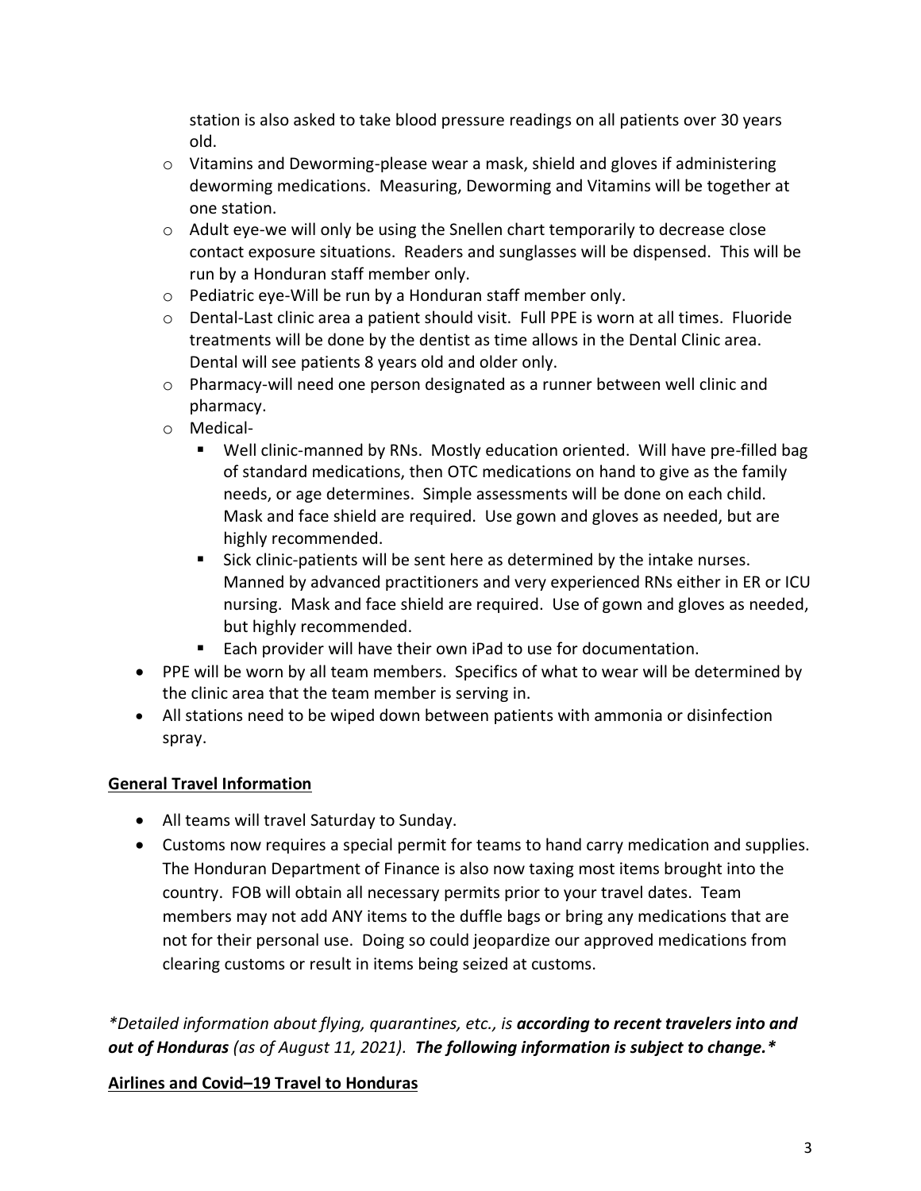station is also asked to take blood pressure readings on all patients over 30 years old.

  - Vitamins and Deworming-please wear a mask, shield and gloves if administering deworming medications. Measuring, Deworming and Vitamins will be together at one station.
  - Adult eye-we will only be using the Snellen chart temporarily to decrease close contact exposure situations. Readers and sunglasses will be dispensed. This will be run by a Honduran staff member only.
  - Pediatric eye-Will be run by a Honduran staff member only.
  - Dental-Last clinic area a patient should visit. Full PPE is worn at all times. Fluoride treatments will be done by the dentist as time allows in the Dental Clinic area. Dental will see patients 8 years old and older only.
  - Pharmacy-will need one person designated as a runner between well clinic and pharmacy.
  - Medical-
    - Well clinic-manned by RNs. Mostly education oriented. Will have pre-filled bag of standard medications, then OTC medications on hand to give as the family needs, or age determines. Simple assessments will be done on each child. Mask and face shield are required. Use gown and gloves as needed, but are highly recommended.
    - Sick clinic-patients will be sent here as determined by the intake nurses. Manned by advanced practitioners and very experienced RNs either in ER or ICU nursing. Mask and face shield are required. Use of gown and gloves as needed, but highly recommended.
    - Each provider will have their own iPad to use for documentation.
- PPE will be worn by all team members. Specifics of what to wear will be determined by the clinic area that the team member is serving in.
- All stations need to be wiped down between patients with ammonia or disinfection spray.

## General Travel Information

- All teams will travel Saturday to Sunday.
- Customs now requires a special permit for teams to hand carry medication and supplies. The Honduran Department of Finance is also now taxing most items brought into the country. FOB will obtain all necessary permits prior to your travel dates. Team members may not add ANY items to the duffle bags or bring any medications that are not for their personal use. Doing so could jeopardize our approved medications from clearing customs or result in items being seized at customs.

*\*Detailed information about flying, quarantines, etc., is **according to recent travelers into and out of Honduras** (as of August 11, 2021). **The following information is subject to change.\****

## Airlines and Covid–19 Travel to Honduras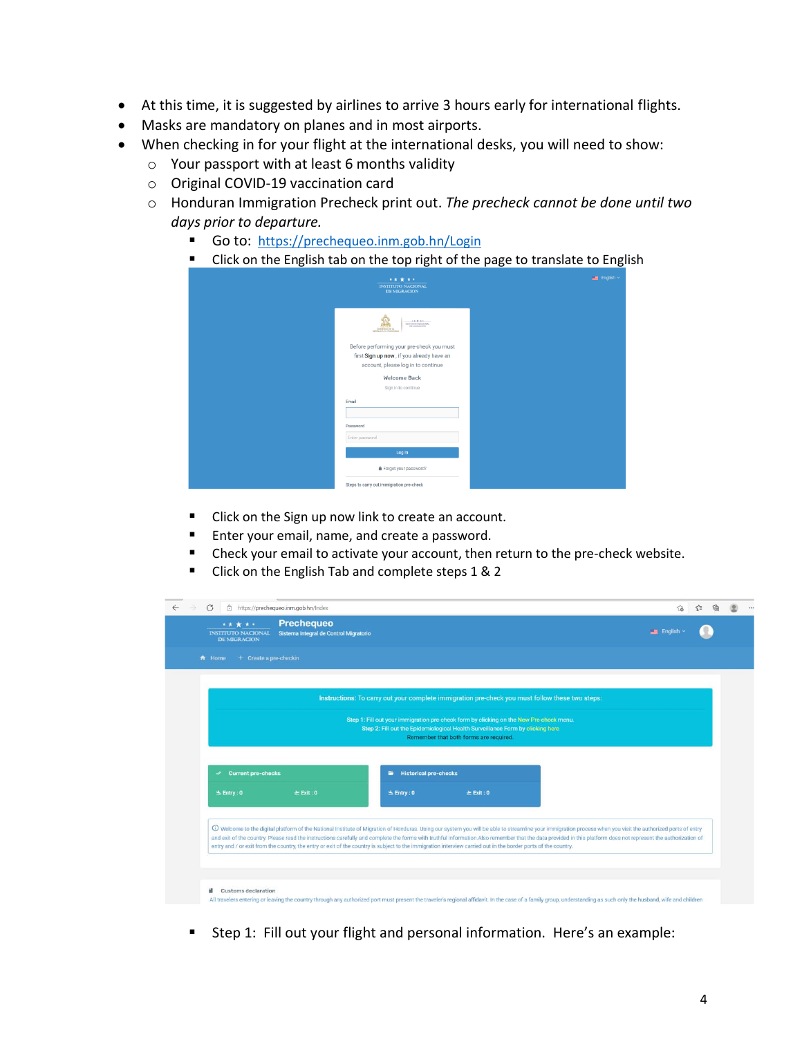- At this time, it is suggested by airlines to arrive 3 hours early for international flights.
- Masks are mandatory on planes and in most airports.
- When checking in for your flight at the international desks, you will need to show:
  - Your passport with at least 6 months validity
  - Original COVID-19 vaccination card
  - Honduran Immigration Precheck print out. *The precheck cannot be done until two days prior to departure.*
    - Go to: [https://prechequeo.inm.gob.hn/Login](https://prechequeo.inm.gob.hn/Login)
    - Click on the English tab on the top right of the page to translate to English
    - Click on the Sign up now link to create an account.
    - Enter your email, name, and create a password.
    - Check your email to activate your account, then return to the pre-check website.
    - Click on the English Tab and complete steps 1 & 2
    - Step 1: Fill out your flight and personal information. Here's an example: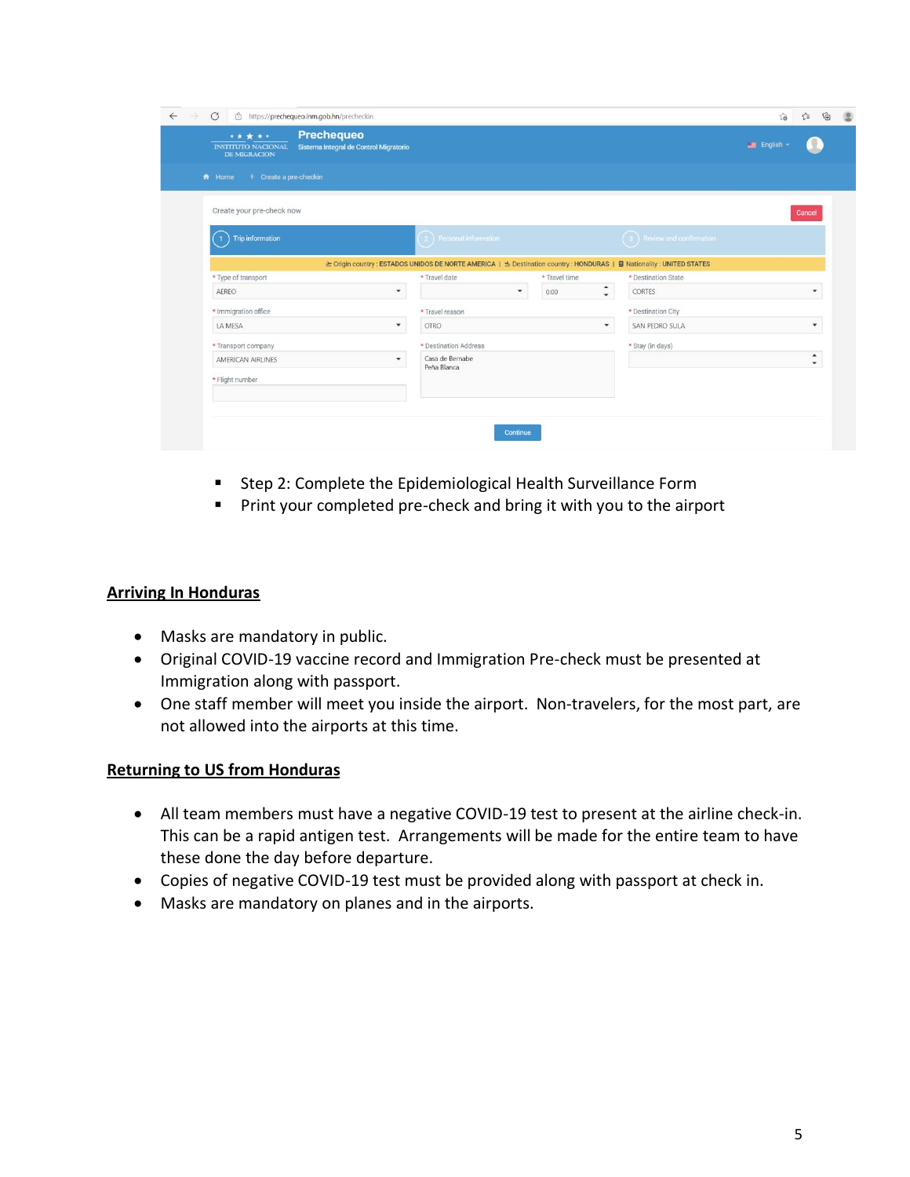- Step 2: Complete the Epidemiological Health Surveillance Form
- Print your completed pre-check and bring it with you to the airport

## Arriving In Honduras

- Masks are mandatory in public.
- Original COVID-19 vaccine record and Immigration Pre-check must be presented at Immigration along with passport.
- One staff member will meet you inside the airport. Non-travelers, for the most part, are not allowed into the airports at this time.

## Returning to US from Honduras

- All team members must have a negative COVID-19 test to present at the airline check-in. This can be a rapid antigen test. Arrangements will be made for the entire team to have these done the day before departure.
- Copies of negative COVID-19 test must be provided along with passport at check in.
- Masks are mandatory on planes and in the airports.